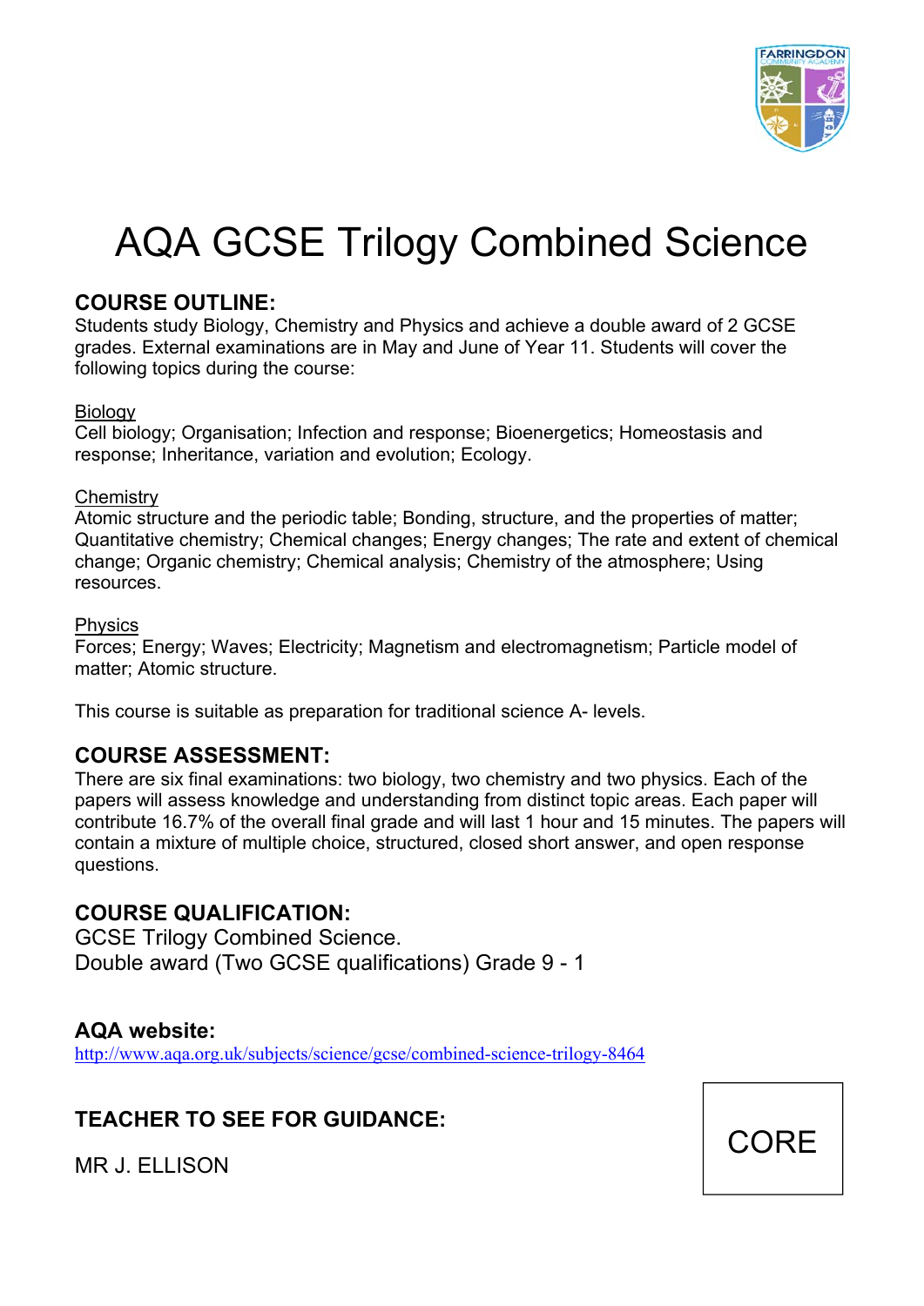# AQA GCSE Trilogy Combined Science

## COURSE OUTLINE:

Students study Biology, Chemistry and Physics and achieve a double award of 2 GCSE grades. External examinations are in May and June of Year 11. Students will cover the following topics during the course:

Biology
Cell biology; Organisation; Infection and response; Bioenergetics; Homeostasis and response; Inheritance, variation and evolution; Ecology.

Chemistry
Atomic structure and the periodic table; Bonding, structure, and the properties of matter; Quantitative chemistry; Chemical changes; Energy changes; The rate and extent of chemical change; Organic chemistry; Chemical analysis; Chemistry of the atmosphere; Using resources.

Physics
Forces; Energy; Waves; Electricity; Magnetism and electromagnetism; Particle model of matter; Atomic structure.

This course is suitable as preparation for traditional science A- levels.

## COURSE ASSESSMENT:

There are six final examinations: two biology, two chemistry and two physics. Each of the papers will assess knowledge and understanding from distinct topic areas. Each paper will contribute 16.7% of the overall final grade and will last 1 hour and 15 minutes. The papers will contain a mixture of multiple choice, structured, closed short answer, and open response questions.

## COURSE QUALIFICATION:

GCSE Trilogy Combined Science.
Double award (Two GCSE qualifications) Grade 9 - 1

## AQA website:

http://www.aqa.org.uk/subjects/science/gcse/combined-science-trilogy-8464

## TEACHER TO SEE FOR GUIDANCE:

MR J. ELLISON

CORE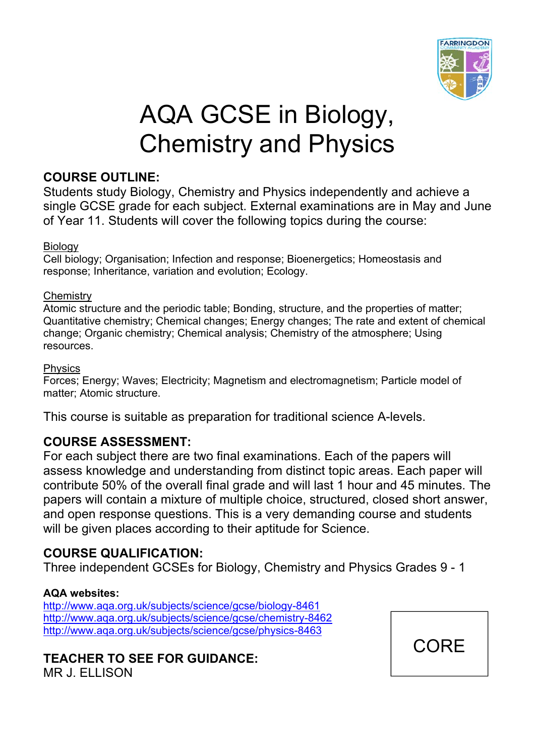# AQA GCSE in Biology, Chemistry and Physics

## COURSE OUTLINE:

Students study Biology, Chemistry and Physics independently and achieve a single GCSE grade for each subject. External examinations are in May and June of Year 11. Students will cover the following topics during the course:

Biology
Cell biology; Organisation; Infection and response; Bioenergetics; Homeostasis and response; Inheritance, variation and evolution; Ecology.

Chemistry
Atomic structure and the periodic table; Bonding, structure, and the properties of matter; Quantitative chemistry; Chemical changes; Energy changes; The rate and extent of chemical change; Organic chemistry; Chemical analysis; Chemistry of the atmosphere; Using resources.

Physics
Forces; Energy; Waves; Electricity; Magnetism and electromagnetism; Particle model of matter; Atomic structure.

This course is suitable as preparation for traditional science A-levels.

## COURSE ASSESSMENT:

For each subject there are two final examinations. Each of the papers will assess knowledge and understanding from distinct topic areas. Each paper will contribute 50% of the overall final grade and will last 1 hour and 45 minutes. The papers will contain a mixture of multiple choice, structured, closed short answer, and open response questions. This is a very demanding course and students will be given places according to their aptitude for Science.

## COURSE QUALIFICATION:

Three independent GCSEs for Biology, Chemistry and Physics Grades 9 - 1

**AQA websites:**

http://www.aqa.org.uk/subjects/science/gcse/biology-8461
http://www.aqa.org.uk/subjects/science/gcse/chemistry-8462
http://www.aqa.org.uk/subjects/science/gcse/physics-8463

## TEACHER TO SEE FOR GUIDANCE:

MR J. ELLISON

CORE